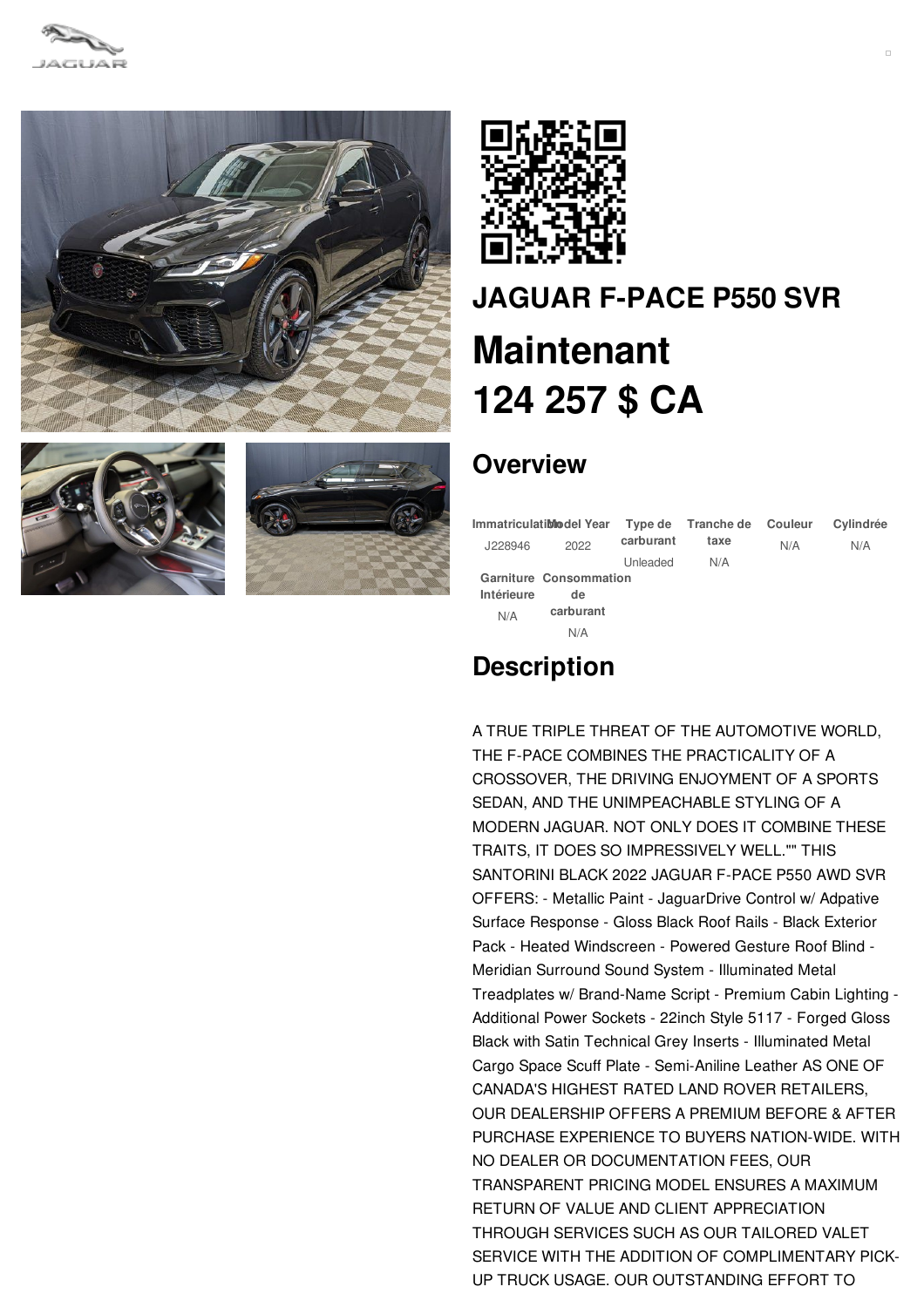# JAGUAR F-PACE P550 SVR

## Maintenant

## 124 257 $ CA

## Overview

| Immatriculation | Model Year | Type de carburant | Tranche de taxe | Couleur | Cylindrée |
|---|---|---|---|---|---|
| J228946 | 2022 | Unleaded | N/A | N/A | N/A |

| Garniture Intérieure | Consommation de carburant |
|---|---|
| N/A | N/A |

## Description

A TRUE TRIPLE THREAT OF THE AUTOMOTIVE WORLD, THE F-PACE COMBINES THE PRACTICALITY OF A CROSSOVER, THE DRIVING ENJOYMENT OF A SPORTS SEDAN, AND THE UNIMPEACHABLE STYLING OF A MODERN JAGUAR. NOT ONLY DOES IT COMBINE THESE TRAITS, IT DOES SO IMPRESSIVELY WELL."" THIS SANTORINI BLACK 2022 JAGUAR F-PACE P550 AWD SVR OFFERS: - Metallic Paint - JaguarDrive Control w/ Adpative Surface Response - Gloss Black Roof Rails - Black Exterior Pack - Heated Windscreen - Powered Gesture Roof Blind - Meridian Surround Sound System - Illuminated Metal Treadplates w/ Brand-Name Script - Premium Cabin Lighting - Additional Power Sockets - 22inch Style 5117 - Forged Gloss Black with Satin Technical Grey Inserts - Illuminated Metal Cargo Space Scuff Plate - Semi-Aniline Leather AS ONE OF CANADA'S HIGHEST RATED LAND ROVER RETAILERS, OUR DEALERSHIP OFFERS A PREMIUM BEFORE & AFTER PURCHASE EXPERIENCE TO BUYERS NATION-WIDE. WITH NO DEALER OR DOCUMENTATION FEES, OUR TRANSPARENT PRICING MODEL ENSURES A MAXIMUM RETURN OF VALUE AND CLIENT APPRECIATION THROUGH SERVICES SUCH AS OUR TAILORED VALET SERVICE WITH THE ADDITION OF COMPLIMENTARY PICK-UP TRUCK USAGE. OUR OUTSTANDING EFFORT TO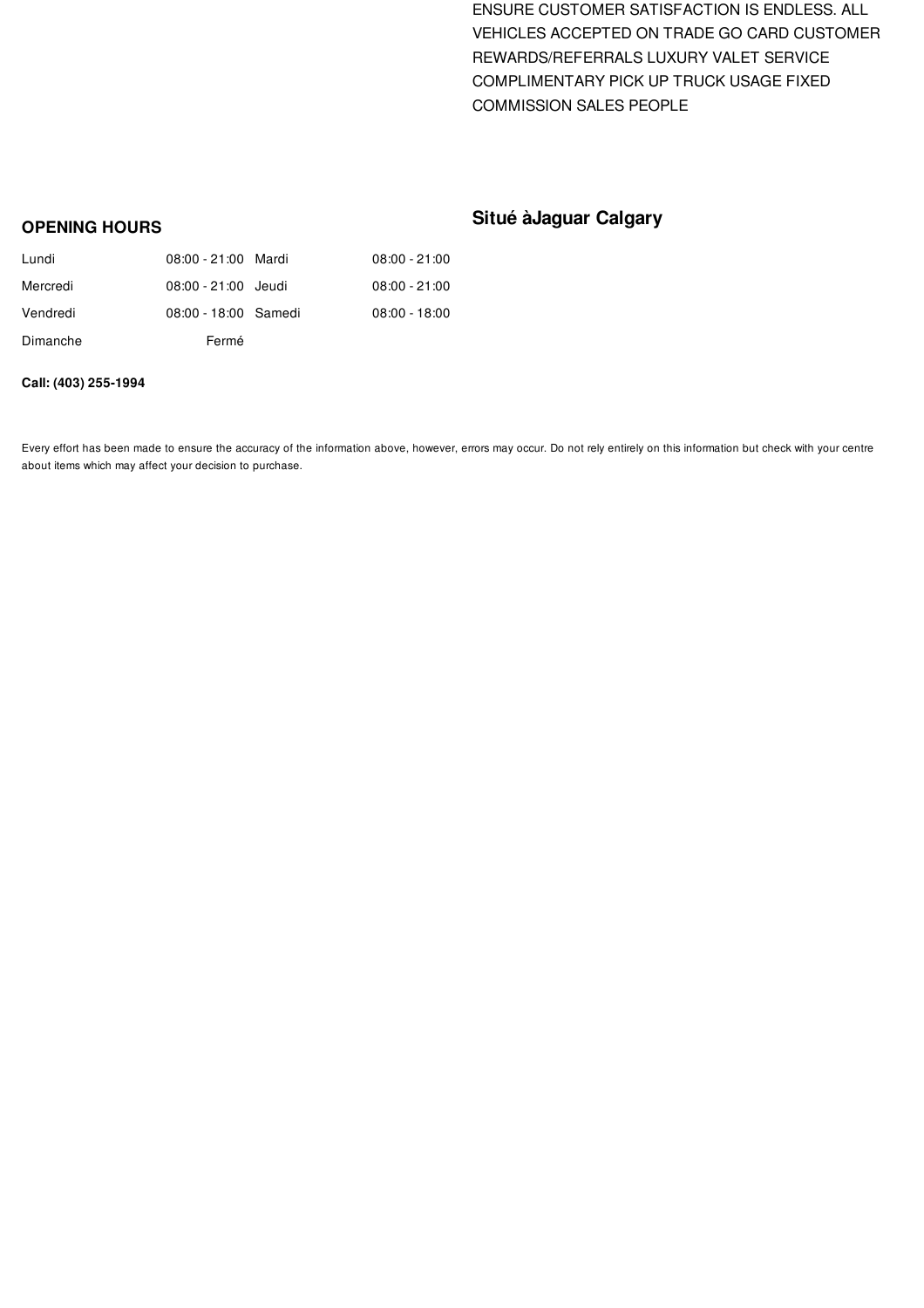ENSURE CUSTOMER SATISFACTION IS ENDLESS. ALL VEHICLES ACCEPTED ON TRADE GO CARD CUSTOMER REWARDS/REFERRALS LUXURY VALET SERVICE COMPLIMENTARY PICK UP TRUCK USAGE FIXED COMMISSION SALES PEOPLE

## OPENING HOURS

| | | | |
|---|---|---|---|
| Lundi | 08:00 - 21:00 | Mardi | 08:00 - 21:00 |
| Mercredi | 08:00 - 21:00 | Jeudi | 08:00 - 21:00 |
| Vendredi | 08:00 - 18:00 | Samedi | 08:00 - 18:00 |
| Dimanche | Fermé | | |

**Call: (403) 255-1994**

## Situé àJaguar Calgary

Every effort has been made to ensure the accuracy of the information above, however, errors may occur. Do not rely entirely on this information but check with your centre about items which may affect your decision to purchase.